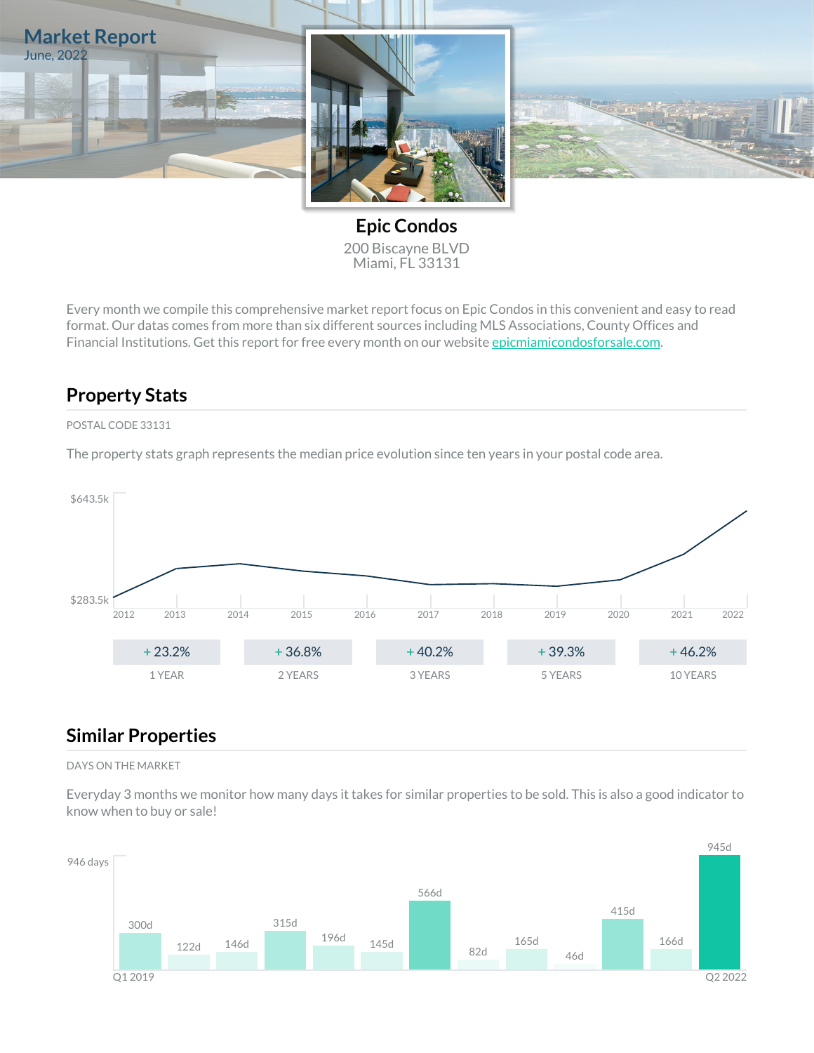# Market Report

June, 2022

## Epic Condos

200 Biscayne BLVD
Miami, FL 33131

Every month we compile this comprehensive market report focus on Epic Condos in this convenient and easy to read format. Our datas comes from more than six different sources including MLS Associations, County Offices and Financial Institutions. Get this report for free every month on our website epicmiamicondosforsale.com.

## Property Stats

POSTAL CODE 33131

The property stats graph represents the median price evolution since ten years in your postal code area.

$643.5k

$283.5k

2012 2013 2014 2015 2016 2017 2018 2019 2020 2021 2022

| + 23.2% | + 36.8% | + 40.2% | + 39.3% | + 46.2% |
|---|---|---|---|---|
| 1 YEAR | 2 YEARS | 3 YEARS | 5 YEARS | 10 YEARS |

## Similar Properties

DAYS ON THE MARKET

Everyday 3 months we monitor how many days it takes for similar properties to be sold. This is also a good indicator to know when to buy or sale!

946 days

300d 122d 146d 315d 196d 145d 566d 82d 165d 46d 415d 166d 945d

Q1 2019 Q2 2022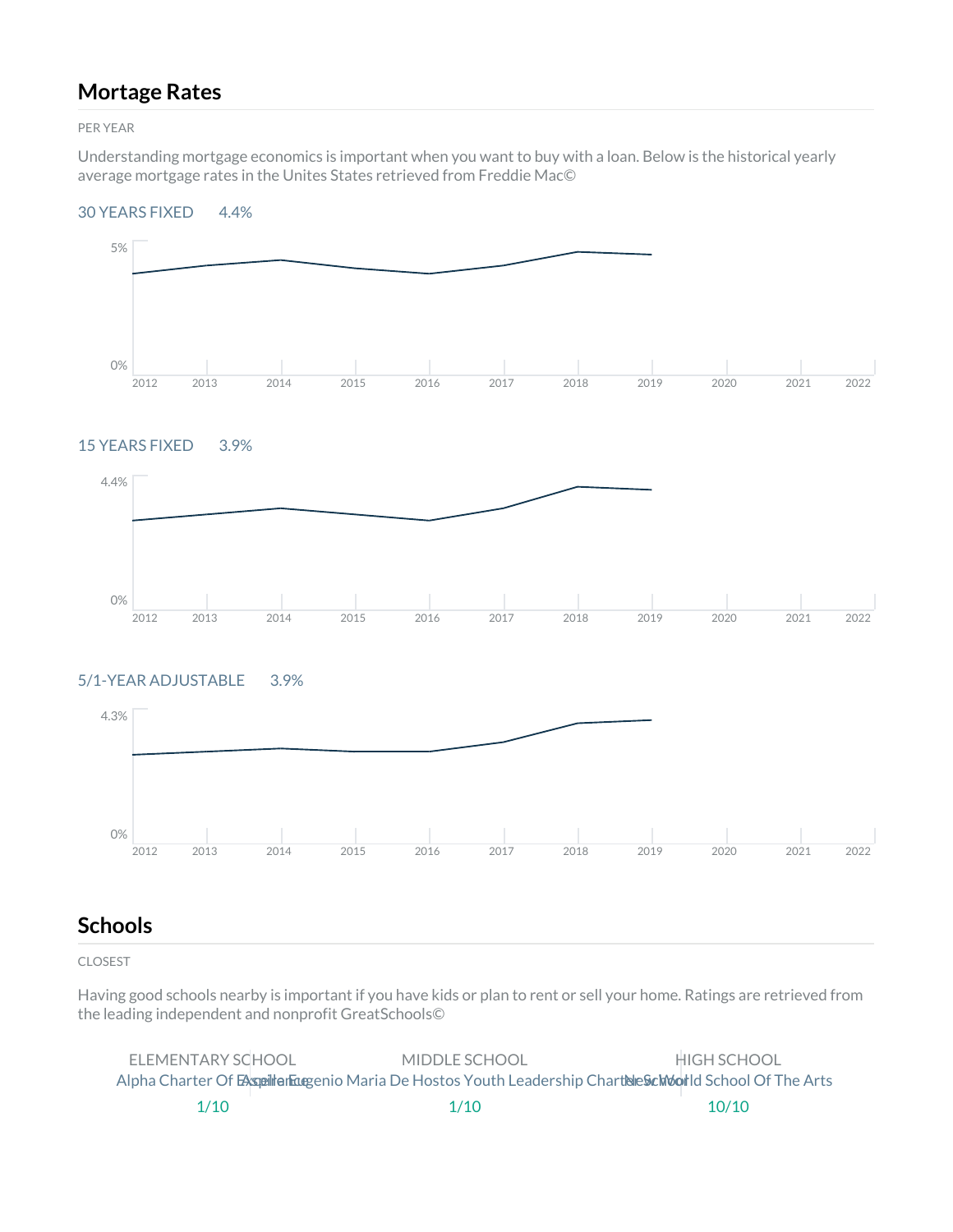## Mortage Rates

PER YEAR

Understanding mortgage economics is important when you want to buy with a loan. Below is the historical yearly average mortgage rates in the Unites States retrieved from Freddie Mac©

30 YEARS FIXED 4.4%

15 YEARS FIXED 3.9%

5/1-YEAR ADJUSTABLE 3.9%

## Schools

CLOSEST

Having good schools nearby is important if you have kids or plan to rent or sell your home. Ratings are retrieved from the leading independent and nonprofit GreatSchools©

| ELEMENTARY SCHOOL | MIDDLE SCHOOL | HIGH SCHOOL |
|---|---|---|
| Alpha Charter Of Excellence | Aspira Eugenio Maria De Hostos Youth Leadership Charter School | New World School Of The Arts |
| 1/10 | 1/10 | 10/10 |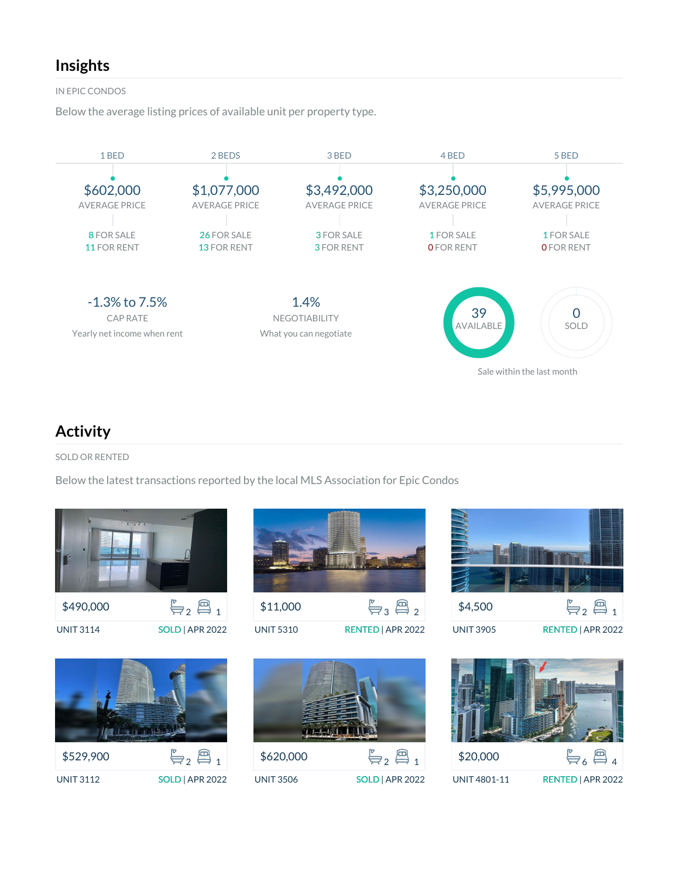## Insights

IN EPIC CONDOS

Below the average listing prices of available unit per property type.

| 1 BED | 2 BEDS | 3 BED | 4 BED | 5 BED |
|---|---|---|---|---|
| $602,000 AVERAGE PRICE | $1,077,000 AVERAGE PRICE | $3,492,000 AVERAGE PRICE | $3,250,000 AVERAGE PRICE | $5,995,000 AVERAGE PRICE |
| 8 FOR SALE | 26 FOR SALE | 3 FOR SALE | 1 FOR SALE | 1 FOR SALE |
| 11 FOR RENT | 13 FOR RENT | 3 FOR RENT | 0 FOR RENT | 0 FOR RENT |

-1.3% to 7.5%
CAP RATE
Yearly net income when rent

1.4%
NEGOTIABILITY
What you can negotiate

39
AVAILABLE

0
SOLD

Sale within the last month

## Activity

SOLD OR RENTED

Below the latest transactions reported by the local MLS Association for Epic Condos

| Price | Baths | Beds | Unit | Status |
|---|---|---|---|---|
| $490,000 | 2 | 1 | UNIT 3114 | SOLD \| APR 2022 |
| $11,000 | 3 | 2 | UNIT 5310 | RENTED \| APR 2022 |
| $4,500 | 2 | 1 | UNIT 3905 | RENTED \| APR 2022 |
| $529,900 | 2 | 1 | UNIT 3112 | SOLD \| APR 2022 |
| $620,000 | 2 | 1 | UNIT 3506 | SOLD \| APR 2022 |
| $20,000 | 6 | 4 | UNIT 4801-11 | RENTED \| APR 2022 |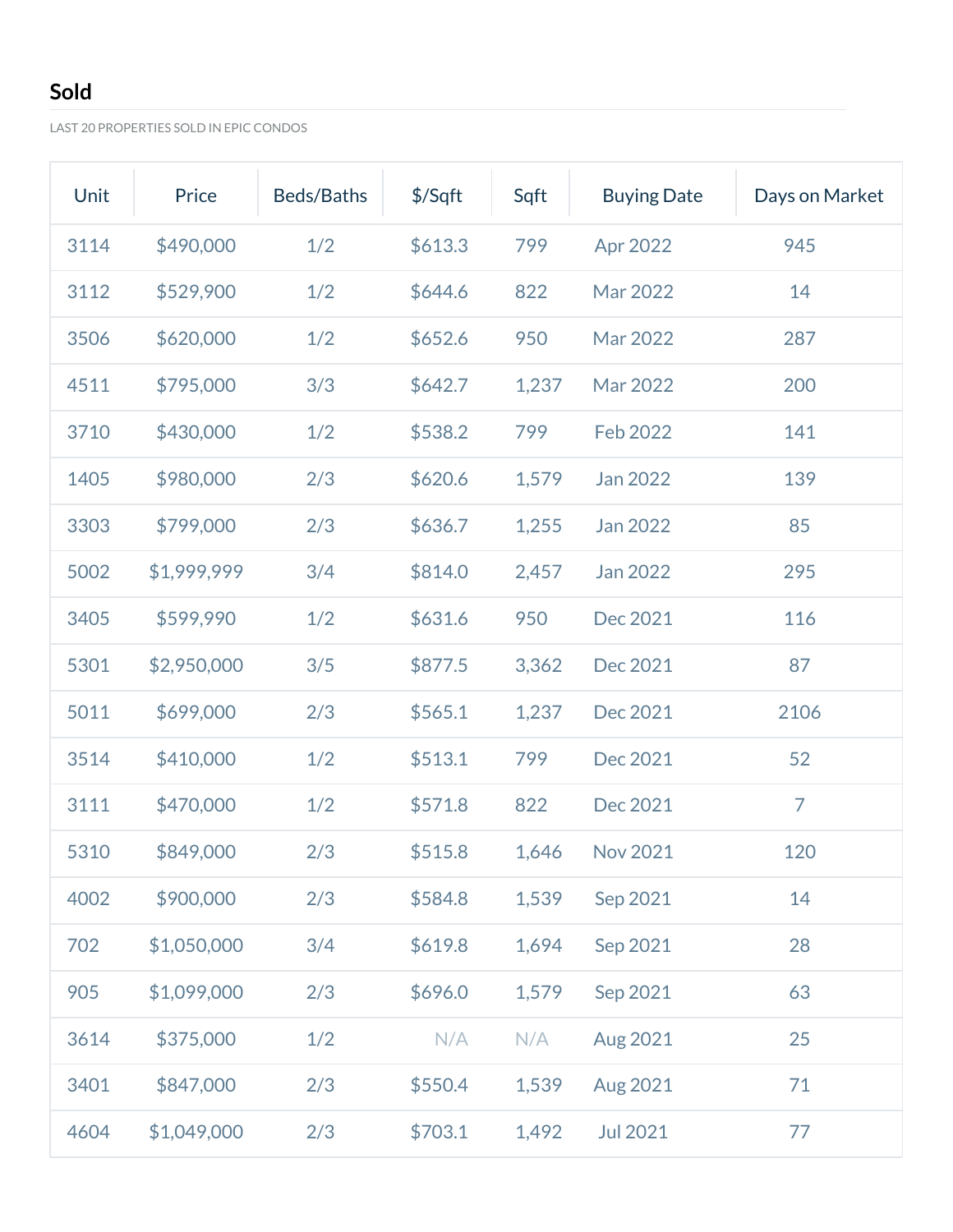## Sold

LAST 20 PROPERTIES SOLD IN EPIC CONDOS

| Unit | Price | Beds/Baths | $/Sqft | Sqft | Buying Date | Days on Market |
|---|---|---|---|---|---|---|
| 3114 | $490,000 | 1/2 | $613.3 | 799 | Apr 2022 | 945 |
| 3112 | $529,900 | 1/2 | $644.6 | 822 | Mar 2022 | 14 |
| 3506 | $620,000 | 1/2 | $652.6 | 950 | Mar 2022 | 287 |
| 4511 | $795,000 | 3/3 | $642.7 | 1,237 | Mar 2022 | 200 |
| 3710 | $430,000 | 1/2 | $538.2 | 799 | Feb 2022 | 141 |
| 1405 | $980,000 | 2/3 | $620.6 | 1,579 | Jan 2022 | 139 |
| 3303 | $799,000 | 2/3 | $636.7 | 1,255 | Jan 2022 | 85 |
| 5002 | $1,999,999 | 3/4 | $814.0 | 2,457 | Jan 2022 | 295 |
| 3405 | $599,990 | 1/2 | $631.6 | 950 | Dec 2021 | 116 |
| 5301 | $2,950,000 | 3/5 | $877.5 | 3,362 | Dec 2021 | 87 |
| 5011 | $699,000 | 2/3 | $565.1 | 1,237 | Dec 2021 | 2106 |
| 3514 | $410,000 | 1/2 | $513.1 | 799 | Dec 2021 | 52 |
| 3111 | $470,000 | 1/2 | $571.8 | 822 | Dec 2021 | 7 |
| 5310 | $849,000 | 2/3 | $515.8 | 1,646 | Nov 2021 | 120 |
| 4002 | $900,000 | 2/3 | $584.8 | 1,539 | Sep 2021 | 14 |
| 702 | $1,050,000 | 3/4 | $619.8 | 1,694 | Sep 2021 | 28 |
| 905 | $1,099,000 | 2/3 | $696.0 | 1,579 | Sep 2021 | 63 |
| 3614 | $375,000 | 1/2 | N/A | N/A | Aug 2021 | 25 |
| 3401 | $847,000 | 2/3 | $550.4 | 1,539 | Aug 2021 | 71 |
| 4604 | $1,049,000 | 2/3 | $703.1 | 1,492 | Jul 2021 | 77 |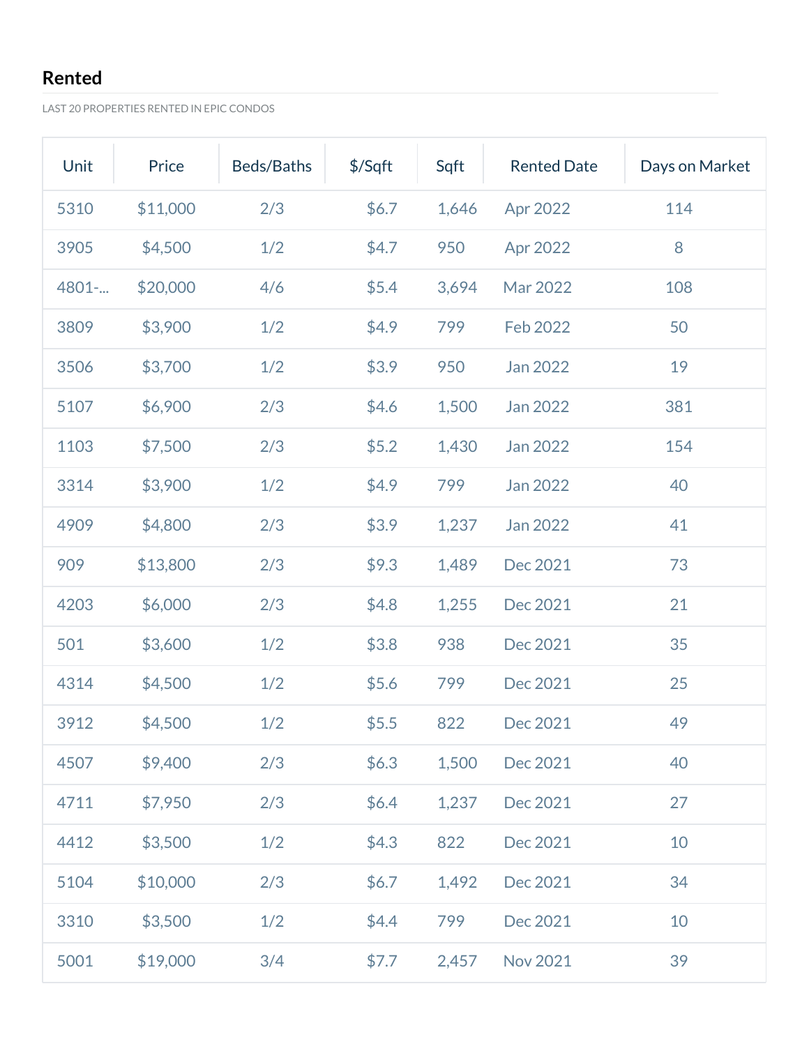## Rented

LAST 20 PROPERTIES RENTED IN EPIC CONDOS

| Unit | Price | Beds/Baths | $/Sqft | Sqft | Rented Date | Days on Market |
|---|---|---|---|---|---|---|
| 5310 | $11,000 | 2/3 | $6.7 | 1,646 | Apr 2022 | 114 |
| 3905 | $4,500 | 1/2 | $4.7 | 950 | Apr 2022 | 8 |
| 4801-... | $20,000 | 4/6 | $5.4 | 3,694 | Mar 2022 | 108 |
| 3809 | $3,900 | 1/2 | $4.9 | 799 | Feb 2022 | 50 |
| 3506 | $3,700 | 1/2 | $3.9 | 950 | Jan 2022 | 19 |
| 5107 | $6,900 | 2/3 | $4.6 | 1,500 | Jan 2022 | 381 |
| 1103 | $7,500 | 2/3 | $5.2 | 1,430 | Jan 2022 | 154 |
| 3314 | $3,900 | 1/2 | $4.9 | 799 | Jan 2022 | 40 |
| 4909 | $4,800 | 2/3 | $3.9 | 1,237 | Jan 2022 | 41 |
| 909 | $13,800 | 2/3 | $9.3 | 1,489 | Dec 2021 | 73 |
| 4203 | $6,000 | 2/3 | $4.8 | 1,255 | Dec 2021 | 21 |
| 501 | $3,600 | 1/2 | $3.8 | 938 | Dec 2021 | 35 |
| 4314 | $4,500 | 1/2 | $5.6 | 799 | Dec 2021 | 25 |
| 3912 | $4,500 | 1/2 | $5.5 | 822 | Dec 2021 | 49 |
| 4507 | $9,400 | 2/3 | $6.3 | 1,500 | Dec 2021 | 40 |
| 4711 | $7,950 | 2/3 | $6.4 | 1,237 | Dec 2021 | 27 |
| 4412 | $3,500 | 1/2 | $4.3 | 822 | Dec 2021 | 10 |
| 5104 | $10,000 | 2/3 | $6.7 | 1,492 | Dec 2021 | 34 |
| 3310 | $3,500 | 1/2 | $4.4 | 799 | Dec 2021 | 10 |
| 5001 | $19,000 | 3/4 | $7.7 | 2,457 | Nov 2021 | 39 |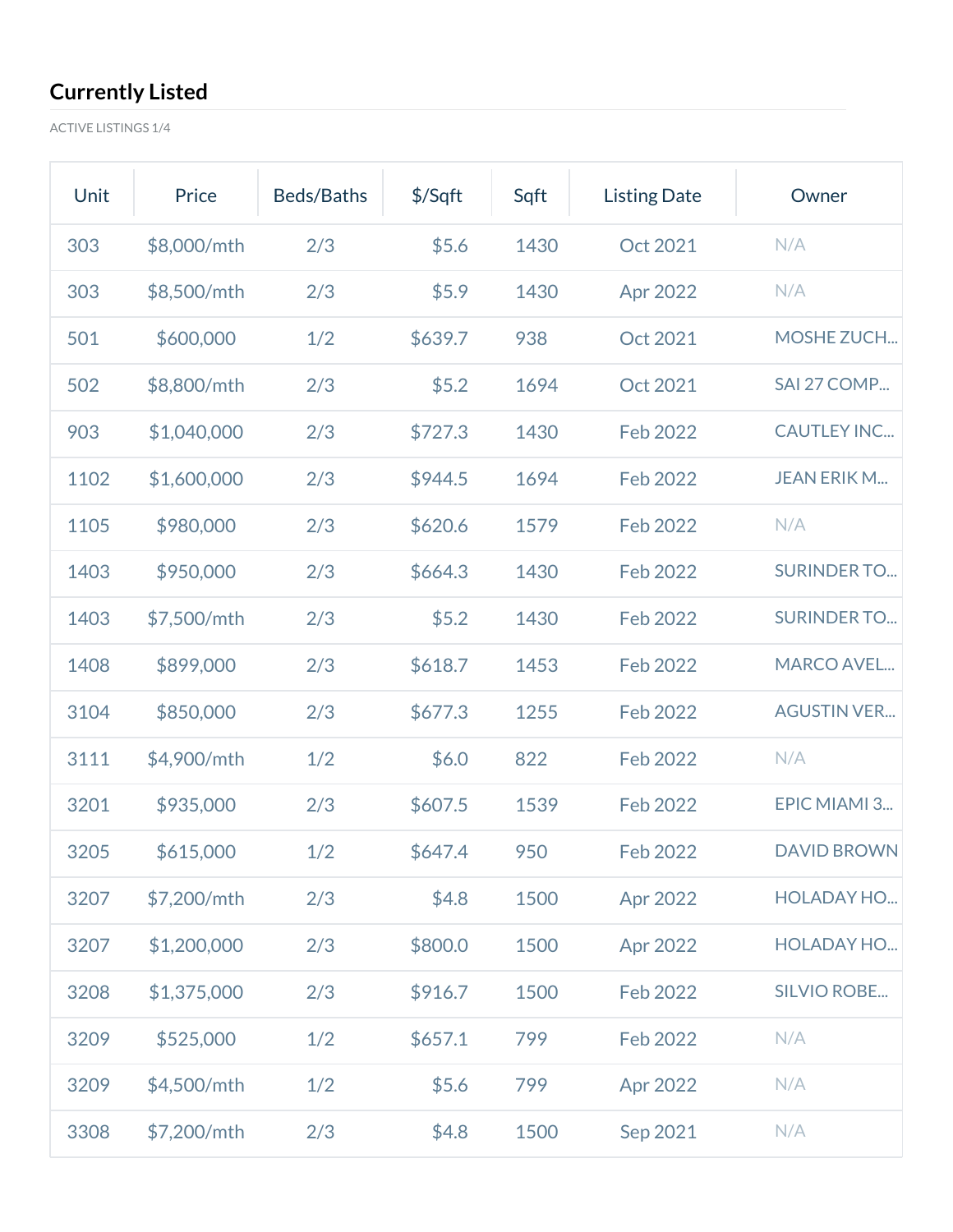## Currently Listed

ACTIVE LISTINGS 1/4

| Unit | Price | Beds/Baths | $/Sqft | Sqft | Listing Date | Owner |
|---|---|---|---|---|---|---|
| 303 | $8,000/mth | 2/3 | $5.6 | 1430 | Oct 2021 | N/A |
| 303 | $8,500/mth | 2/3 | $5.9 | 1430 | Apr 2022 | N/A |
| 501 | $600,000 | 1/2 | $639.7 | 938 | Oct 2021 | MOSHE ZUCH... |
| 502 | $8,800/mth | 2/3 | $5.2 | 1694 | Oct 2021 | SAI 27 COMP... |
| 903 | $1,040,000 | 2/3 | $727.3 | 1430 | Feb 2022 | CAUTLEY INC... |
| 1102 | $1,600,000 | 2/3 | $944.5 | 1694 | Feb 2022 | JEAN ERIK M... |
| 1105 | $980,000 | 2/3 | $620.6 | 1579 | Feb 2022 | N/A |
| 1403 | $950,000 | 2/3 | $664.3 | 1430 | Feb 2022 | SURINDER TO... |
| 1403 | $7,500/mth | 2/3 | $5.2 | 1430 | Feb 2022 | SURINDER TO... |
| 1408 | $899,000 | 2/3 | $618.7 | 1453 | Feb 2022 | MARCO AVEL... |
| 3104 | $850,000 | 2/3 | $677.3 | 1255 | Feb 2022 | AGUSTIN VER... |
| 3111 | $4,900/mth | 1/2 | $6.0 | 822 | Feb 2022 | N/A |
| 3201 | $935,000 | 2/3 | $607.5 | 1539 | Feb 2022 | EPIC MIAMI 3... |
| 3205 | $615,000 | 1/2 | $647.4 | 950 | Feb 2022 | DAVID BROWN |
| 3207 | $7,200/mth | 2/3 | $4.8 | 1500 | Apr 2022 | HOLADAY HO... |
| 3207 | $1,200,000 | 2/3 | $800.0 | 1500 | Apr 2022 | HOLADAY HO... |
| 3208 | $1,375,000 | 2/3 | $916.7 | 1500 | Feb 2022 | SILVIO ROBE... |
| 3209 | $525,000 | 1/2 | $657.1 | 799 | Feb 2022 | N/A |
| 3209 | $4,500/mth | 1/2 | $5.6 | 799 | Apr 2022 | N/A |
| 3308 | $7,200/mth | 2/3 | $4.8 | 1500 | Sep 2021 | N/A |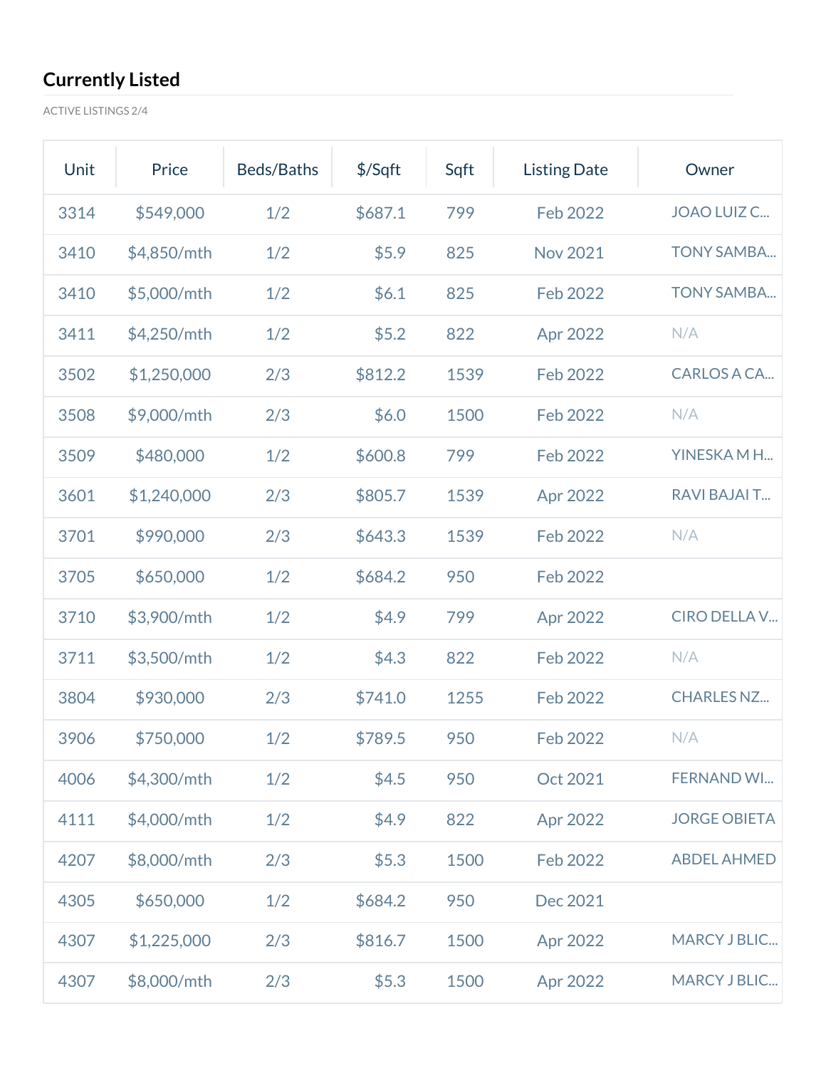## Currently Listed

ACTIVE LISTINGS 2/4

| Unit | Price | Beds/Baths | $/Sqft | Sqft | Listing Date | Owner |
|---|---|---|---|---|---|---|
| 3314 | $549,000 | 1/2 | $687.1 | 799 | Feb 2022 | JOAO LUIZ C... |
| 3410 | $4,850/mth | 1/2 | $5.9 | 825 | Nov 2021 | TONY SAMBA... |
| 3410 | $5,000/mth | 1/2 | $6.1 | 825 | Feb 2022 | TONY SAMBA... |
| 3411 | $4,250/mth | 1/2 | $5.2 | 822 | Apr 2022 | N/A |
| 3502 | $1,250,000 | 2/3 | $812.2 | 1539 | Feb 2022 | CARLOS A CA... |
| 3508 | $9,000/mth | 2/3 | $6.0 | 1500 | Feb 2022 | N/A |
| 3509 | $480,000 | 1/2 | $600.8 | 799 | Feb 2022 | YINESKA M H... |
| 3601 | $1,240,000 | 2/3 | $805.7 | 1539 | Apr 2022 | RAVI BAJAI T... |
| 3701 | $990,000 | 2/3 | $643.3 | 1539 | Feb 2022 | N/A |
| 3705 | $650,000 | 1/2 | $684.2 | 950 | Feb 2022 | |
| 3710 | $3,900/mth | 1/2 | $4.9 | 799 | Apr 2022 | CIRO DELLA V... |
| 3711 | $3,500/mth | 1/2 | $4.3 | 822 | Feb 2022 | N/A |
| 3804 | $930,000 | 2/3 | $741.0 | 1255 | Feb 2022 | CHARLES NZ... |
| 3906 | $750,000 | 1/2 | $789.5 | 950 | Feb 2022 | N/A |
| 4006 | $4,300/mth | 1/2 | $4.5 | 950 | Oct 2021 | FERNAND WI... |
| 4111 | $4,000/mth | 1/2 | $4.9 | 822 | Apr 2022 | JORGE OBIETA |
| 4207 | $8,000/mth | 2/3 | $5.3 | 1500 | Feb 2022 | ABDEL AHMED |
| 4305 | $650,000 | 1/2 | $684.2 | 950 | Dec 2021 | |
| 4307 | $1,225,000 | 2/3 | $816.7 | 1500 | Apr 2022 | MARCY J BLIC... |
| 4307 | $8,000/mth | 2/3 | $5.3 | 1500 | Apr 2022 | MARCY J BLIC... |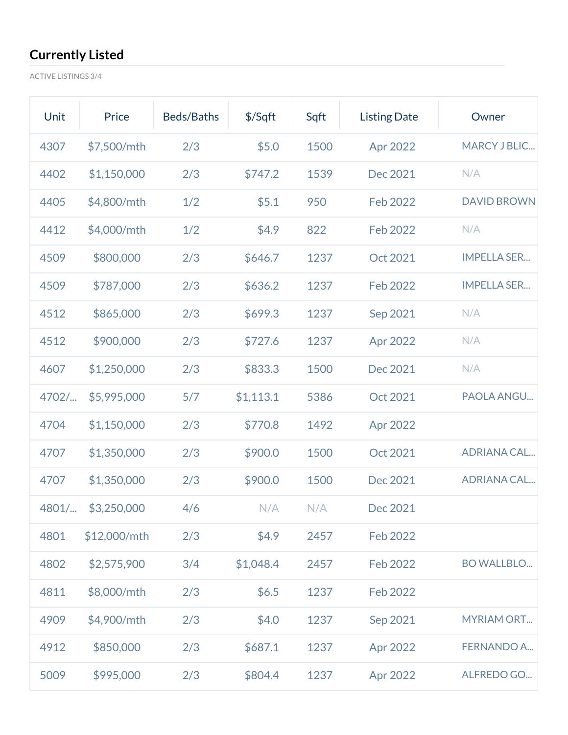## Currently Listed

ACTIVE LISTINGS 3/4

| Unit | Price | Beds/Baths | $/Sqft | Sqft | Listing Date | Owner |
|---|---|---|---|---|---|---|
| 4307 | $7,500/mth | 2/3 | $5.0 | 1500 | Apr 2022 | MARCY J BLIC... |
| 4402 | $1,150,000 | 2/3 | $747.2 | 1539 | Dec 2021 | N/A |
| 4405 | $4,800/mth | 1/2 | $5.1 | 950 | Feb 2022 | DAVID BROWN |
| 4412 | $4,000/mth | 1/2 | $4.9 | 822 | Feb 2022 | N/A |
| 4509 | $800,000 | 2/3 | $646.7 | 1237 | Oct 2021 | IMPELLA SER... |
| 4509 | $787,000 | 2/3 | $636.2 | 1237 | Feb 2022 | IMPELLA SER... |
| 4512 | $865,000 | 2/3 | $699.3 | 1237 | Sep 2021 | N/A |
| 4512 | $900,000 | 2/3 | $727.6 | 1237 | Apr 2022 | N/A |
| 4607 | $1,250,000 | 2/3 | $833.3 | 1500 | Dec 2021 | N/A |
| 4702/... | $5,995,000 | 5/7 | $1,113.1 | 5386 | Oct 2021 | PAOLA ANGU... |
| 4704 | $1,150,000 | 2/3 | $770.8 | 1492 | Apr 2022 | |
| 4707 | $1,350,000 | 2/3 | $900.0 | 1500 | Oct 2021 | ADRIANA CAL... |
| 4707 | $1,350,000 | 2/3 | $900.0 | 1500 | Dec 2021 | ADRIANA CAL... |
| 4801/... | $3,250,000 | 4/6 | N/A | N/A | Dec 2021 | |
| 4801 | $12,000/mth | 2/3 | $4.9 | 2457 | Feb 2022 | |
| 4802 | $2,575,900 | 3/4 | $1,048.4 | 2457 | Feb 2022 | BO WALLBLO... |
| 4811 | $8,000/mth | 2/3 | $6.5 | 1237 | Feb 2022 | |
| 4909 | $4,900/mth | 2/3 | $4.0 | 1237 | Sep 2021 | MYRIAM ORT... |
| 4912 | $850,000 | 2/3 | $687.1 | 1237 | Apr 2022 | FERNANDO A... |
| 5009 | $995,000 | 2/3 | $804.4 | 1237 | Apr 2022 | ALFREDO GO... |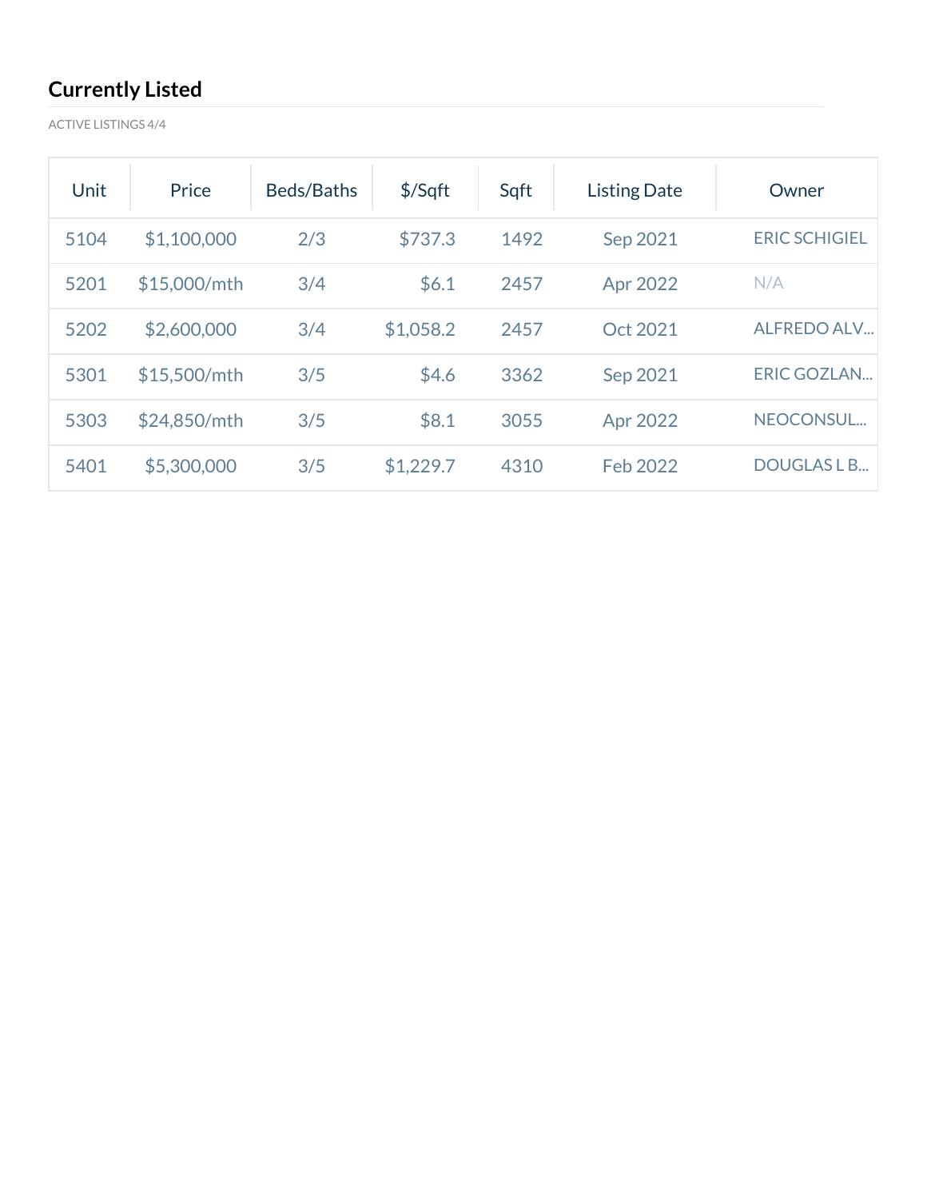## Currently Listed

ACTIVE LISTINGS 4/4

| Unit | Price | Beds/Baths | $/Sqft | Sqft | Listing Date | Owner |
|---|---|---|---|---|---|---|
| 5104 | $1,100,000 | 2/3 | $737.3 | 1492 | Sep 2021 | ERIC SCHIGIEL |
| 5201 | $15,000/mth | 3/4 | $6.1 | 2457 | Apr 2022 | N/A |
| 5202 | $2,600,000 | 3/4 | $1,058.2 | 2457 | Oct 2021 | ALFREDO ALV... |
| 5301 | $15,500/mth | 3/5 | $4.6 | 3362 | Sep 2021 | ERIC GOZLAN... |
| 5303 | $24,850/mth | 3/5 | $8.1 | 3055 | Apr 2022 | NEOCONSUL... |
| 5401 | $5,300,000 | 3/5 | $1,229.7 | 4310 | Feb 2022 | DOUGLAS L B... |